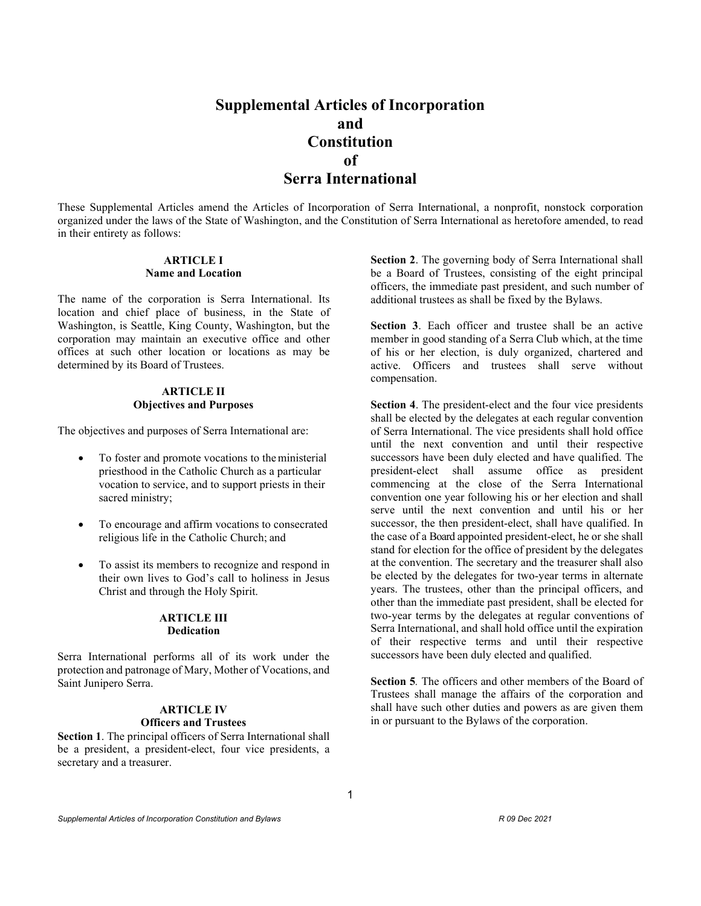# Supplemental Articles of Incorporation and Constitution of Serra International

These Supplemental Articles amend the Articles of Incorporation of Serra International, a nonprofit, nonstock corporation organized under the laws of the State of Washington, and the Constitution of Serra International as heretofore amended, to read in their entirety as follows:

## ARTICLE I
### Name and Location

The name of the corporation is Serra International. Its location and chief place of business, in the State of Washington, is Seattle, King County, Washington, but the corporation may maintain an executive office and other offices at such other location or locations as may be determined by its Board of Trustees.

## ARTICLE II
### Objectives and Purposes

The objectives and purposes of Serra International are:

- To foster and promote vocations to the ministerial priesthood in the Catholic Church as a particular vocation to service, and to support priests in their sacred ministry;
- To encourage and affirm vocations to consecrated religious life in the Catholic Church; and
- To assist its members to recognize and respond in their own lives to God's call to holiness in Jesus Christ and through the Holy Spirit.

## ARTICLE III
### Dedication

Serra International performs all of its work under the protection and patronage of Mary, Mother of Vocations, and Saint Junipero Serra.

## ARTICLE IV
### Officers and Trustees

**Section 1**. The principal officers of Serra International shall be a president, a president-elect, four vice presidents, a secretary and a treasurer.

**Section 2**. The governing body of Serra International shall be a Board of Trustees, consisting of the eight principal officers, the immediate past president, and such number of additional trustees as shall be fixed by the Bylaws.

**Section 3**. Each officer and trustee shall be an active member in good standing of a Serra Club which, at the time of his or her election, is duly organized, chartered and active. Officers and trustees shall serve without compensation.

**Section 4**. The president-elect and the four vice presidents shall be elected by the delegates at each regular convention of Serra International. The vice presidents shall hold office until the next convention and until their respective successors have been duly elected and have qualified. The president-elect shall assume office as president commencing at the close of the Serra International convention one year following his or her election and shall serve until the next convention and until his or her successor, the then president-elect, shall have qualified. In the case of a Board appointed president-elect, he or she shall stand for election for the office of president by the delegates at the convention. The secretary and the treasurer shall also be elected by the delegates for two-year terms in alternate years. The trustees, other than the principal officers, and other than the immediate past president, shall be elected for two-year terms by the delegates at regular conventions of Serra International, and shall hold office until the expiration of their respective terms and until their respective successors have been duly elected and qualified.

**Section 5**. The officers and other members of the Board of Trustees shall manage the affairs of the corporation and shall have such other duties and powers as are given them in or pursuant to the Bylaws of the corporation.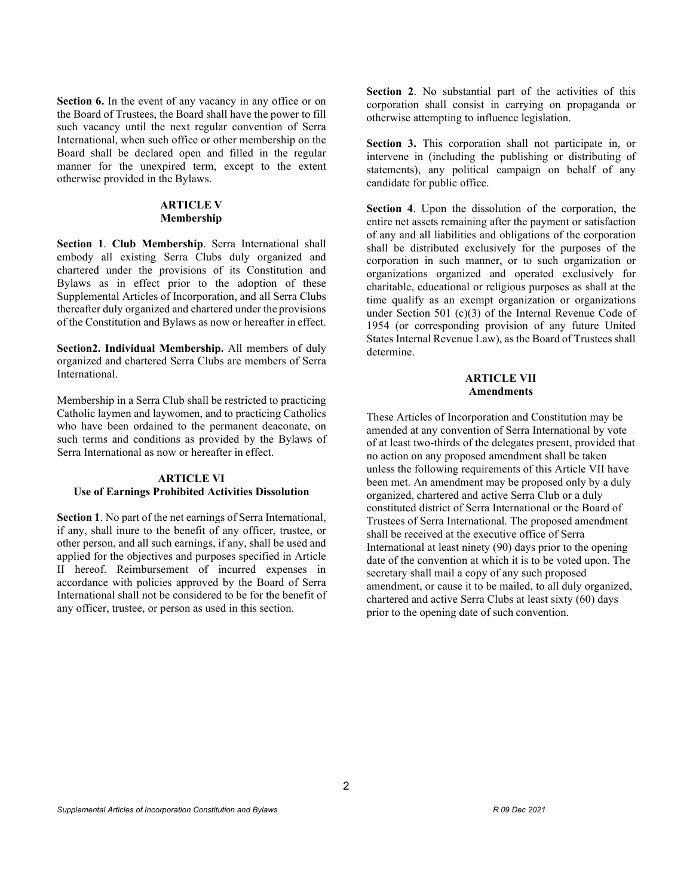**Section 6.** In the event of any vacancy in any office or on the Board of Trustees, the Board shall have the power to fill such vacancy until the next regular convention of Serra International, when such office or other membership on the Board shall be declared open and filled in the regular manner for the unexpired term, except to the extent otherwise provided in the Bylaws.

## ARTICLE V
## Membership

**Section 1**. **Club Membership**. Serra International shall embody all existing Serra Clubs duly organized and chartered under the provisions of its Constitution and Bylaws as in effect prior to the adoption of these Supplemental Articles of Incorporation, and all Serra Clubs thereafter duly organized and chartered under the provisions of the Constitution and Bylaws as now or hereafter in effect.

**Section2. Individual Membership.** All members of duly organized and chartered Serra Clubs are members of Serra International.

Membership in a Serra Club shall be restricted to practicing Catholic laymen and laywomen, and to practicing Catholics who have been ordained to the permanent deaconate, on such terms and conditions as provided by the Bylaws of Serra International as now or hereafter in effect.

## ARTICLE VI
## Use of Earnings Prohibited Activities Dissolution

**Section 1**. No part of the net earnings of Serra International, if any, shall inure to the benefit of any officer, trustee, or other person, and all such earnings, if any, shall be used and applied for the objectives and purposes specified in Article II hereof. Reimbursement of incurred expenses in accordance with policies approved by the Board of Serra International shall not be considered to be for the benefit of any officer, trustee, or person as used in this section.

**Section 2**. No substantial part of the activities of this corporation shall consist in carrying on propaganda or otherwise attempting to influence legislation.

**Section 3.** This corporation shall not participate in, or intervene in (including the publishing or distributing of statements), any political campaign on behalf of any candidate for public office.

**Section 4**. Upon the dissolution of the corporation, the entire net assets remaining after the payment or satisfaction of any and all liabilities and obligations of the corporation shall be distributed exclusively for the purposes of the corporation in such manner, or to such organization or organizations organized and operated exclusively for charitable, educational or religious purposes as shall at the time qualify as an exempt organization or organizations under Section 501 (c)(3) of the Internal Revenue Code of 1954 (or corresponding provision of any future United States Internal Revenue Law), as the Board of Trustees shall determine.

## ARTICLE VII
## Amendments

These Articles of Incorporation and Constitution may be amended at any convention of Serra International by vote of at least two-thirds of the delegates present, provided that no action on any proposed amendment shall be taken unless the following requirements of this Article VII have been met. An amendment may be proposed only by a duly organized, chartered and active Serra Club or a duly constituted district of Serra International or the Board of Trustees of Serra International. The proposed amendment shall be received at the executive office of Serra International at least ninety (90) days prior to the opening date of the convention at which it is to be voted upon. The secretary shall mail a copy of any such proposed amendment, or cause it to be mailed, to all duly organized, chartered and active Serra Clubs at least sixty (60) days prior to the opening date of such convention.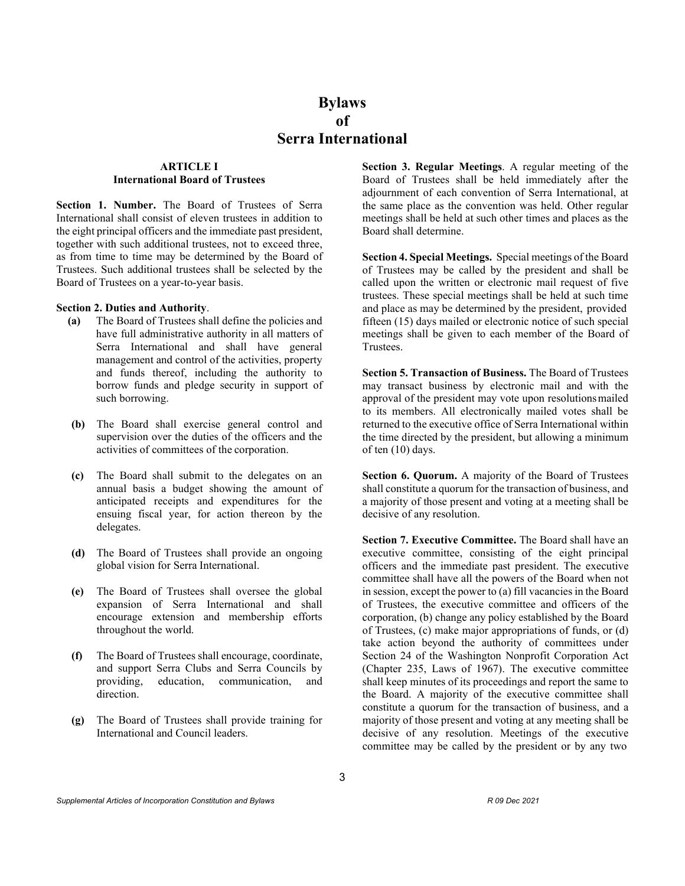# Bylaws of Serra International

## ARTICLE I
## International Board of Trustees

**Section 1. Number.** The Board of Trustees of Serra International shall consist of eleven trustees in addition to the eight principal officers and the immediate past president, together with such additional trustees, not to exceed three, as from time to time may be determined by the Board of Trustees. Such additional trustees shall be selected by the Board of Trustees on a year-to-year basis.

**Section 2. Duties and Authority**.

- **(a)** The Board of Trustees shall define the policies and have full administrative authority in all matters of Serra International and shall have general management and control of the activities, property and funds thereof, including the authority to borrow funds and pledge security in support of such borrowing.
- **(b)** The Board shall exercise general control and supervision over the duties of the officers and the activities of committees of the corporation.
- **(c)** The Board shall submit to the delegates on an annual basis a budget showing the amount of anticipated receipts and expenditures for the ensuing fiscal year, for action thereon by the delegates.
- **(d)** The Board of Trustees shall provide an ongoing global vision for Serra International.
- **(e)** The Board of Trustees shall oversee the global expansion of Serra International and shall encourage extension and membership efforts throughout the world.
- **(f)** The Board of Trustees shall encourage, coordinate, and support Serra Clubs and Serra Councils by providing, education, communication, and direction.
- **(g)** The Board of Trustees shall provide training for International and Council leaders.

**Section 3. Regular Meetings**. A regular meeting of the Board of Trustees shall be held immediately after the adjournment of each convention of Serra International, at the same place as the convention was held. Other regular meetings shall be held at such other times and places as the Board shall determine.

**Section 4. Special Meetings.** Special meetings of the Board of Trustees may be called by the president and shall be called upon the written or electronic mail request of five trustees. These special meetings shall be held at such time and place as may be determined by the president, provided fifteen (15) days mailed or electronic notice of such special meetings shall be given to each member of the Board of Trustees.

**Section 5. Transaction of Business.** The Board of Trustees may transact business by electronic mail and with the approval of the president may vote upon resolutions mailed to its members. All electronically mailed votes shall be returned to the executive office of Serra International within the time directed by the president, but allowing a minimum of ten (10) days.

**Section 6. Quorum.** A majority of the Board of Trustees shall constitute a quorum for the transaction of business, and a majority of those present and voting at a meeting shall be decisive of any resolution.

**Section 7. Executive Committee.** The Board shall have an executive committee, consisting of the eight principal officers and the immediate past president. The executive committee shall have all the powers of the Board when not in session, except the power to (a) fill vacancies in the Board of Trustees, the executive committee and officers of the corporation, (b) change any policy established by the Board of Trustees, (c) make major appropriations of funds, or (d) take action beyond the authority of committees under Section 24 of the Washington Nonprofit Corporation Act (Chapter 235, Laws of 1967). The executive committee shall keep minutes of its proceedings and report the same to the Board. A majority of the executive committee shall constitute a quorum for the transaction of business, and a majority of those present and voting at any meeting shall be decisive of any resolution. Meetings of the executive committee may be called by the president or by any two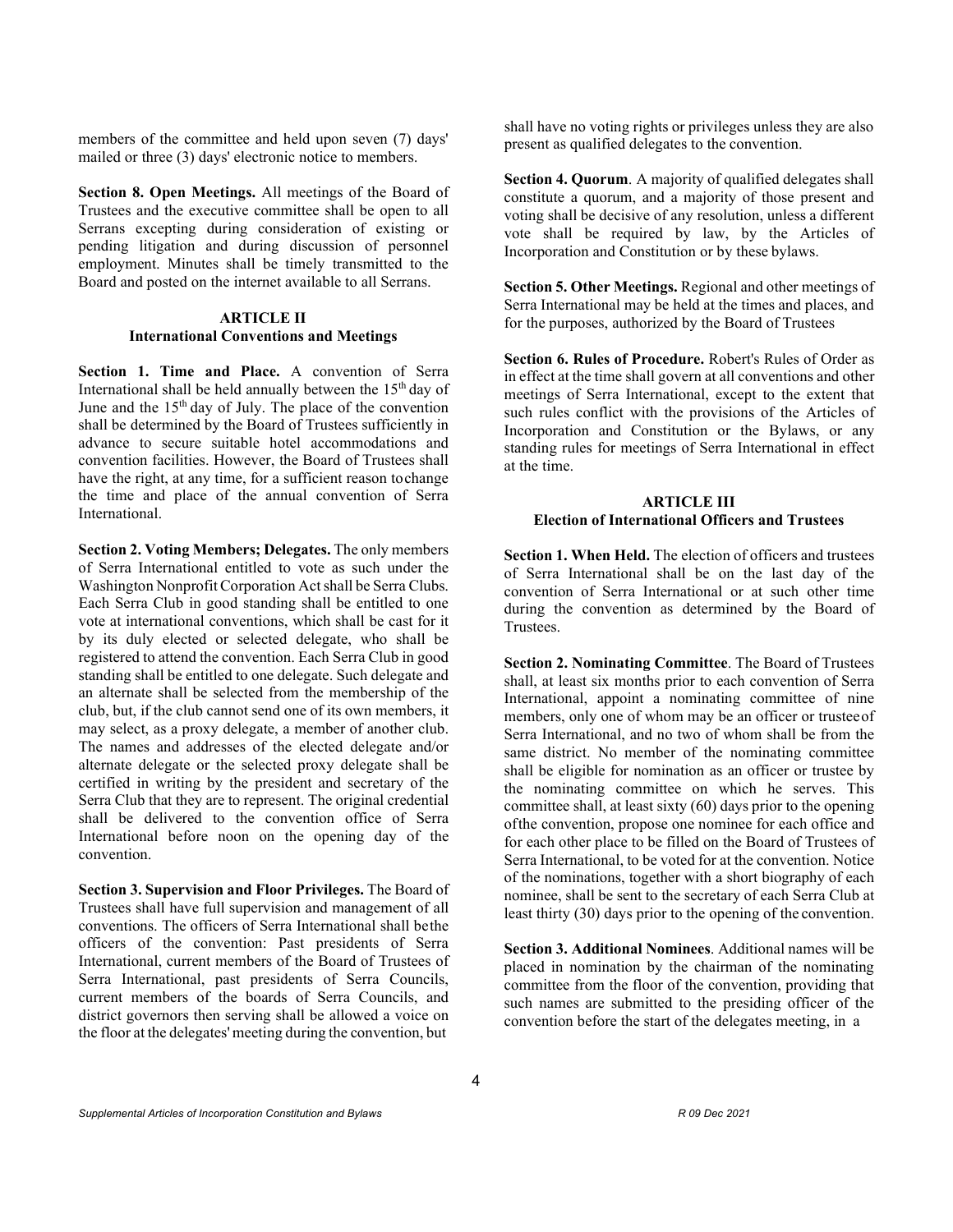members of the committee and held upon seven (7) days' mailed or three (3) days' electronic notice to members.

**Section 8. Open Meetings.** All meetings of the Board of Trustees and the executive committee shall be open to all Serrans excepting during consideration of existing or pending litigation and during discussion of personnel employment. Minutes shall be timely transmitted to the Board and posted on the internet available to all Serrans.

## ARTICLE II
## International Conventions and Meetings

**Section 1. Time and Place.** A convention of Serra International shall be held annually between the 15th day of June and the 15th day of July. The place of the convention shall be determined by the Board of Trustees sufficiently in advance to secure suitable hotel accommodations and convention facilities. However, the Board of Trustees shall have the right, at any time, for a sufficient reason tochange the time and place of the annual convention of Serra International.

**Section 2. Voting Members; Delegates.** The only members of Serra International entitled to vote as such under the Washington Nonprofit Corporation Act shall be Serra Clubs. Each Serra Club in good standing shall be entitled to one vote at international conventions, which shall be cast for it by its duly elected or selected delegate, who shall be registered to attend the convention. Each Serra Club in good standing shall be entitled to one delegate. Such delegate and an alternate shall be selected from the membership of the club, but, if the club cannot send one of its own members, it may select, as a proxy delegate, a member of another club. The names and addresses of the elected delegate and/or alternate delegate or the selected proxy delegate shall be certified in writing by the president and secretary of the Serra Club that they are to represent. The original credential shall be delivered to the convention office of Serra International before noon on the opening day of the convention.

**Section 3. Supervision and Floor Privileges.** The Board of Trustees shall have full supervision and management of all conventions. The officers of Serra International shall bethe officers of the convention: Past presidents of Serra International, current members of the Board of Trustees of Serra International, past presidents of Serra Councils, current members of the boards of Serra Councils, and district governors then serving shall be allowed a voice on the floor at the delegates' meeting during the convention, but shall have no voting rights or privileges unless they are also present as qualified delegates to the convention.

**Section 4. Quorum**. A majority of qualified delegates shall constitute a quorum, and a majority of those present and voting shall be decisive of any resolution, unless a different vote shall be required by law, by the Articles of Incorporation and Constitution or by these bylaws.

**Section 5. Other Meetings.** Regional and other meetings of Serra International may be held at the times and places, and for the purposes, authorized by the Board of Trustees

**Section 6. Rules of Procedure.** Robert's Rules of Order as in effect at the time shall govern at all conventions and other meetings of Serra International, except to the extent that such rules conflict with the provisions of the Articles of Incorporation and Constitution or the Bylaws, or any standing rules for meetings of Serra International in effect at the time.

## ARTICLE III
## Election of International Officers and Trustees

**Section 1. When Held.** The election of officers and trustees of Serra International shall be on the last day of the convention of Serra International or at such other time during the convention as determined by the Board of Trustees.

**Section 2. Nominating Committee**. The Board of Trustees shall, at least six months prior to each convention of Serra International, appoint a nominating committee of nine members, only one of whom may be an officer or trusteeof Serra International, and no two of whom shall be from the same district. No member of the nominating committee shall be eligible for nomination as an officer or trustee by the nominating committee on which he serves. This committee shall, at least sixty (60) days prior to the opening ofthe convention, propose one nominee for each office and for each other place to be filled on the Board of Trustees of Serra International, to be voted for at the convention. Notice of the nominations, together with a short biography of each nominee, shall be sent to the secretary of each Serra Club at least thirty (30) days prior to the opening of the convention.

**Section 3. Additional Nominees**. Additional names will be placed in nomination by the chairman of the nominating committee from the floor of the convention, providing that such names are submitted to the presiding officer of the convention before the start of the delegates meeting, in a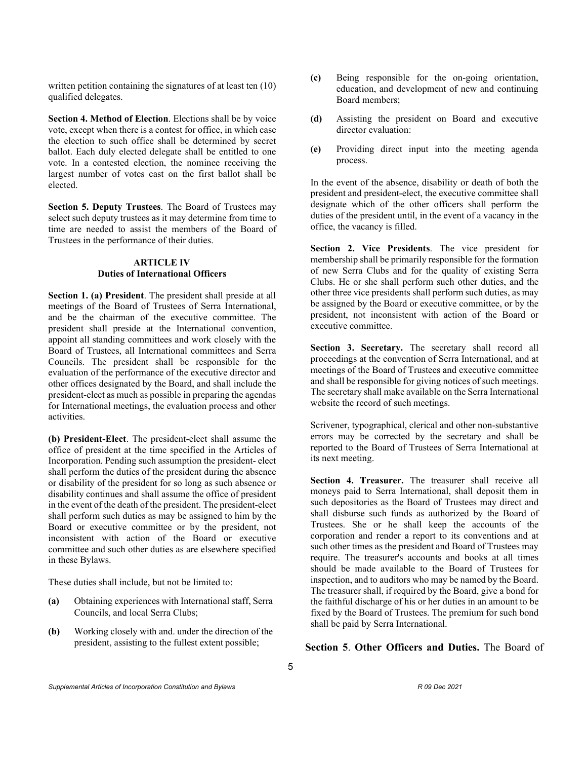written petition containing the signatures of at least ten (10) qualified delegates.

**Section 4. Method of Election**. Elections shall be by voice vote, except when there is a contest for office, in which case the election to such office shall be determined by secret ballot. Each duly elected delegate shall be entitled to one vote. In a contested election, the nominee receiving the largest number of votes cast on the first ballot shall be elected.

**Section 5. Deputy Trustees**. The Board of Trustees may select such deputy trustees as it may determine from time to time are needed to assist the members of the Board of Trustees in the performance of their duties.

## ARTICLE IV
## Duties of International Officers

**Section 1. (a) President**. The president shall preside at all meetings of the Board of Trustees of Serra International, and be the chairman of the executive committee. The president shall preside at the International convention, appoint all standing committees and work closely with the Board of Trustees, all International committees and Serra Councils. The president shall be responsible for the evaluation of the performance of the executive director and other offices designated by the Board, and shall include the president-elect as much as possible in preparing the agendas for International meetings, the evaluation process and other activities.

**(b) President-Elect**. The president-elect shall assume the office of president at the time specified in the Articles of Incorporation. Pending such assumption the president- elect shall perform the duties of the president during the absence or disability of the president for so long as such absence or disability continues and shall assume the office of president in the event of the death of the president. The president-elect shall perform such duties as may be assigned to him by the Board or executive committee or by the president, not inconsistent with action of the Board or executive committee and such other duties as are elsewhere specified in these Bylaws.

These duties shall include, but not be limited to:

**(a)** Obtaining experiences with International staff, Serra Councils, and local Serra Clubs;

**(b)** Working closely with and. under the direction of the president, assisting to the fullest extent possible;

**(c)** Being responsible for the on-going orientation, education, and development of new and continuing Board members;

**(d)** Assisting the president on Board and executive director evaluation:

**(e)** Providing direct input into the meeting agenda process.

In the event of the absence, disability or death of both the president and president-elect, the executive committee shall designate which of the other officers shall perform the duties of the president until, in the event of a vacancy in the office, the vacancy is filled.

**Section 2. Vice Presidents**. The vice president for membership shall be primarily responsible for the formation of new Serra Clubs and for the quality of existing Serra Clubs. He or she shall perform such other duties, and the other three vice presidents shall perform such duties, as may be assigned by the Board or executive committee, or by the president, not inconsistent with action of the Board or executive committee.

**Section 3. Secretary.** The secretary shall record all proceedings at the convention of Serra International, and at meetings of the Board of Trustees and executive committee and shall be responsible for giving notices of such meetings. The secretary shall make available on the Serra International website the record of such meetings.

Scrivener, typographical, clerical and other non-substantive errors may be corrected by the secretary and shall be reported to the Board of Trustees of Serra International at its next meeting.

**Section 4. Treasurer.** The treasurer shall receive all moneys paid to Serra International, shall deposit them in such depositories as the Board of Trustees may direct and shall disburse such funds as authorized by the Board of Trustees. She or he shall keep the accounts of the corporation and render a report to its conventions and at such other times as the president and Board of Trustees may require. The treasurer's accounts and books at all times should be made available to the Board of Trustees for inspection, and to auditors who may be named by the Board. The treasurer shall, if required by the Board, give a bond for the faithful discharge of his or her duties in an amount to be fixed by the Board of Trustees. The premium for such bond shall be paid by Serra International.

**Section 5**. **Other Officers and Duties.** The Board of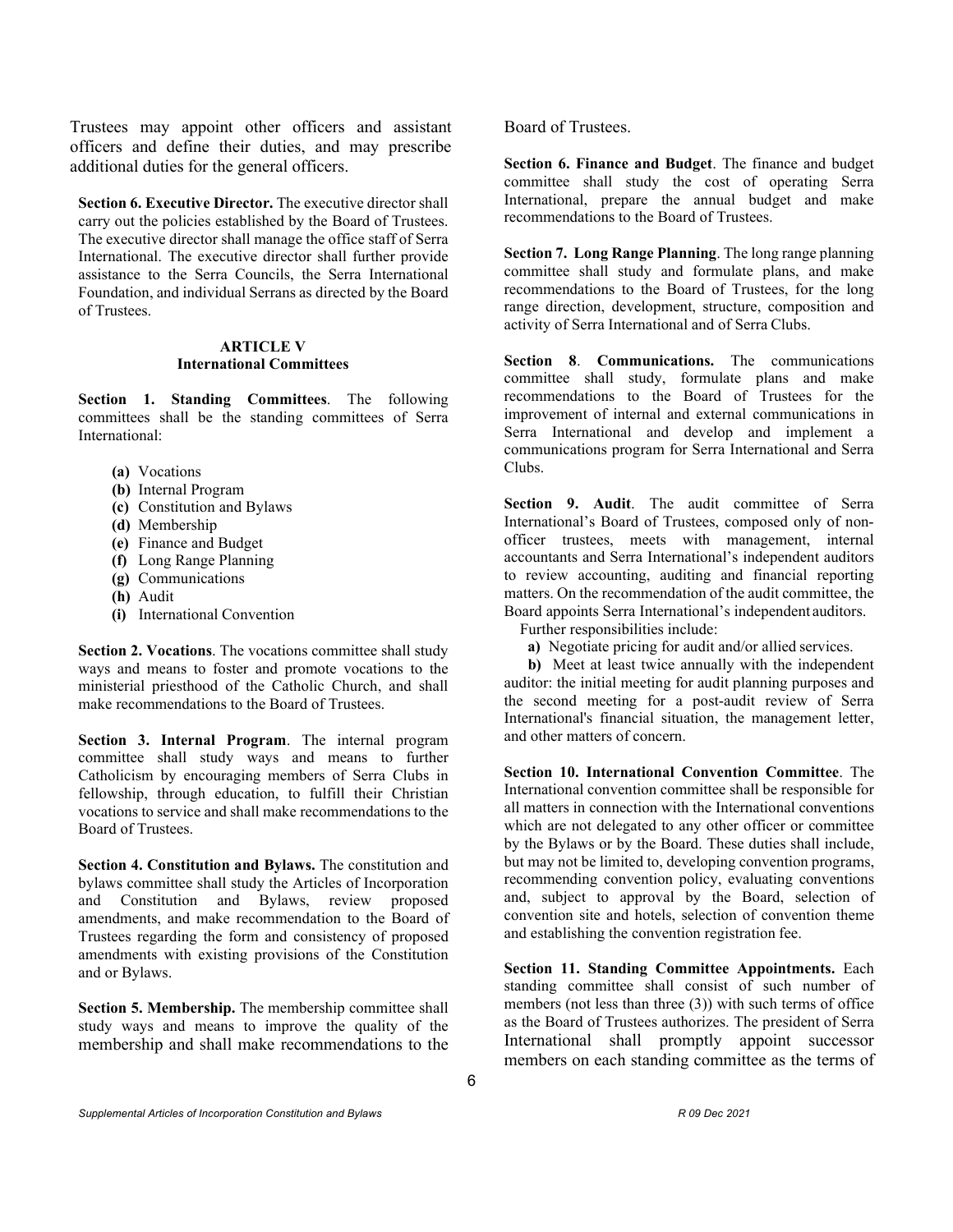Trustees may appoint other officers and assistant officers and define their duties, and may prescribe additional duties for the general officers.

**Section 6. Executive Director.** The executive director shall carry out the policies established by the Board of Trustees. The executive director shall manage the office staff of Serra International. The executive director shall further provide assistance to the Serra Councils, the Serra International Foundation, and individual Serrans as directed by the Board of Trustees.

## ARTICLE V
## International Committees

**Section 1. Standing Committees**. The following committees shall be the standing committees of Serra International:

- **(a)** Vocations
- **(b)** Internal Program
- **(c)** Constitution and Bylaws
- **(d)** Membership
- **(e)** Finance and Budget
- **(f)** Long Range Planning
- **(g)** Communications
- **(h)** Audit
- **(i)** International Convention

**Section 2. Vocations**. The vocations committee shall study ways and means to foster and promote vocations to the ministerial priesthood of the Catholic Church, and shall make recommendations to the Board of Trustees.

**Section 3. Internal Program**. The internal program committee shall study ways and means to further Catholicism by encouraging members of Serra Clubs in fellowship, through education, to fulfill their Christian vocations to service and shall make recommendations to the Board of Trustees.

**Section 4. Constitution and Bylaws.** The constitution and bylaws committee shall study the Articles of Incorporation and Constitution and Bylaws, review proposed amendments, and make recommendation to the Board of Trustees regarding the form and consistency of proposed amendments with existing provisions of the Constitution and or Bylaws.

**Section 5. Membership.** The membership committee shall study ways and means to improve the quality of the membership and shall make recommendations to the Board of Trustees.

**Section 6. Finance and Budget**. The finance and budget committee shall study the cost of operating Serra International, prepare the annual budget and make recommendations to the Board of Trustees.

**Section 7. Long Range Planning**. The long range planning committee shall study and formulate plans, and make recommendations to the Board of Trustees, for the long range direction, development, structure, composition and activity of Serra International and of Serra Clubs.

**Section 8**. **Communications.** The communications committee shall study, formulate plans and make recommendations to the Board of Trustees for the improvement of internal and external communications in Serra International and develop and implement a communications program for Serra International and Serra Clubs.

**Section 9. Audit**. The audit committee of Serra International's Board of Trustees, composed only of non-officer trustees, meets with management, internal accountants and Serra International's independent auditors to review accounting, auditing and financial reporting matters. On the recommendation of the audit committee, the Board appoints Serra International's independent auditors.

Further responsibilities include:

**a)** Negotiate pricing for audit and/or allied services.

**b)** Meet at least twice annually with the independent auditor: the initial meeting for audit planning purposes and the second meeting for a post-audit review of Serra International's financial situation, the management letter, and other matters of concern.

**Section 10. International Convention Committee**. The International convention committee shall be responsible for all matters in connection with the International conventions which are not delegated to any other officer or committee by the Bylaws or by the Board. These duties shall include, but may not be limited to, developing convention programs, recommending convention policy, evaluating conventions and, subject to approval by the Board, selection of convention site and hotels, selection of convention theme and establishing the convention registration fee.

**Section 11. Standing Committee Appointments.** Each standing committee shall consist of such number of members (not less than three (3)) with such terms of office as the Board of Trustees authorizes. The president of Serra International shall promptly appoint successor members on each standing committee as the terms of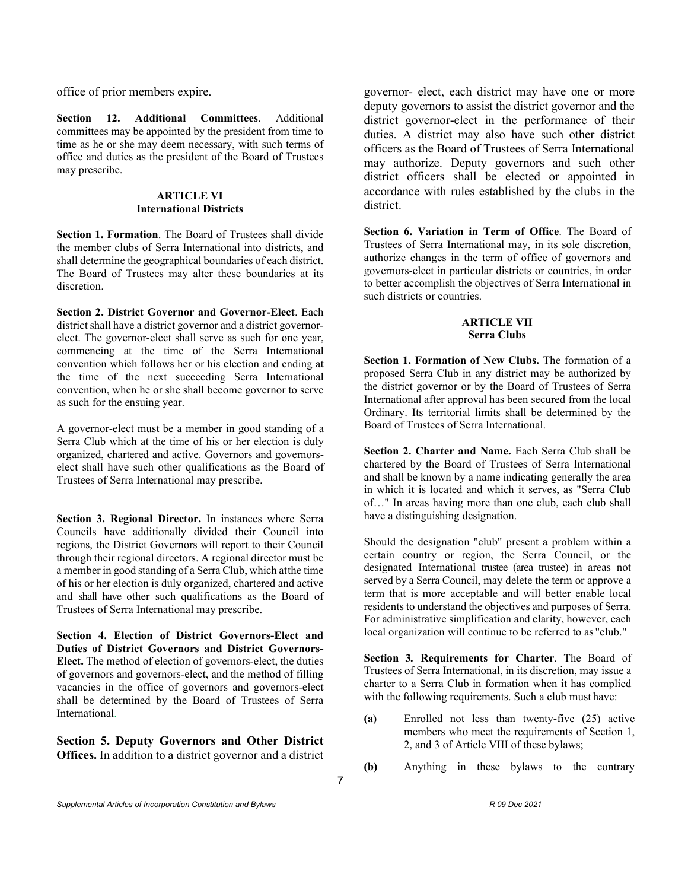office of prior members expire.

**Section 12. Additional Committees**. Additional committees may be appointed by the president from time to time as he or she may deem necessary, with such terms of office and duties as the president of the Board of Trustees may prescribe.

## ARTICLE VI
## International Districts

**Section 1. Formation**. The Board of Trustees shall divide the member clubs of Serra International into districts, and shall determine the geographical boundaries of each district. The Board of Trustees may alter these boundaries at its discretion.

**Section 2. District Governor and Governor-Elect**. Each district shall have a district governor and a district governor-elect. The governor-elect shall serve as such for one year, commencing at the time of the Serra International convention which follows her or his election and ending at the time of the next succeeding Serra International convention, when he or she shall become governor to serve as such for the ensuing year.

A governor-elect must be a member in good standing of a Serra Club which at the time of his or her election is duly organized, chartered and active. Governors and governors-elect shall have such other qualifications as the Board of Trustees of Serra International may prescribe.

**Section 3. Regional Director.** In instances where Serra Councils have additionally divided their Council into regions, the District Governors will report to their Council through their regional directors. A regional director must be a member in good standing of a Serra Club, which atthe time of his or her election is duly organized, chartered and active and shall have other such qualifications as the Board of Trustees of Serra International may prescribe.

**Section 4. Election of District Governors-Elect and Duties of District Governors and District Governors-Elect.** The method of election of governors-elect, the duties of governors and governors-elect, and the method of filling vacancies in the office of governors and governors-elect shall be determined by the Board of Trustees of Serra International.

**Section 5. Deputy Governors and Other District Offices.** In addition to a district governor and a district governor- elect, each district may have one or more deputy governors to assist the district governor and the district governor-elect in the performance of their duties. A district may also have such other district officers as the Board of Trustees of Serra International may authorize. Deputy governors and such other district officers shall be elected or appointed in accordance with rules established by the clubs in the district.

**Section 6. Variation in Term of Office**. The Board of Trustees of Serra International may, in its sole discretion, authorize changes in the term of office of governors and governors-elect in particular districts or countries, in order to better accomplish the objectives of Serra International in such districts or countries.

## ARTICLE VII
## Serra Clubs

**Section 1. Formation of New Clubs.** The formation of a proposed Serra Club in any district may be authorized by the district governor or by the Board of Trustees of Serra International after approval has been secured from the local Ordinary. Its territorial limits shall be determined by the Board of Trustees of Serra International.

**Section 2. Charter and Name.** Each Serra Club shall be chartered by the Board of Trustees of Serra International and shall be known by a name indicating generally the area in which it is located and which it serves, as "Serra Club of…" In areas having more than one club, each club shall have a distinguishing designation.

Should the designation "club" present a problem within a certain country or region, the Serra Council, or the designated International trustee (area trustee) in areas not served by a Serra Council, may delete the term or approve a term that is more acceptable and will better enable local residents to understand the objectives and purposes of Serra. For administrative simplification and clarity, however, each local organization will continue to be referred to as "club."

**Section 3. Requirements for Charter**. The Board of Trustees of Serra International, in its discretion, may issue a charter to a Serra Club in formation when it has complied with the following requirements. Such a club must have:

- **(a)** Enrolled not less than twenty-five (25) active members who meet the requirements of Section 1, 2, and 3 of Article VIII of these bylaws;
- **(b)** Anything in these bylaws to the contrary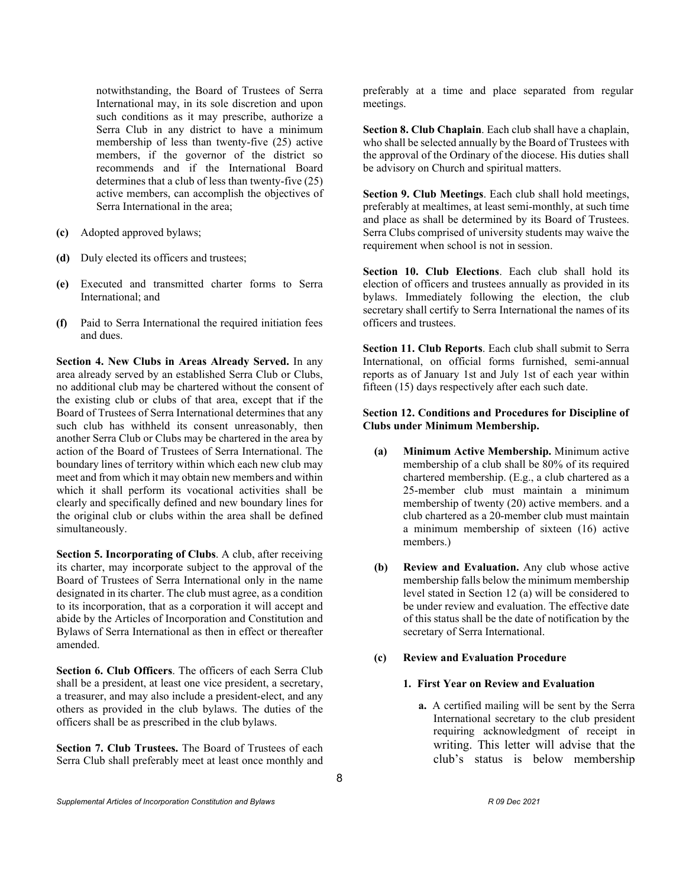notwithstanding, the Board of Trustees of Serra International may, in its sole discretion and upon such conditions as it may prescribe, authorize a Serra Club in any district to have a minimum membership of less than twenty-five (25) active members, if the governor of the district so recommends and if the International Board determines that a club of less than twenty-five (25) active members, can accomplish the objectives of Serra International in the area;

**(c)** Adopted approved bylaws;

**(d)** Duly elected its officers and trustees;

**(e)** Executed and transmitted charter forms to Serra International; and

**(f)** Paid to Serra International the required initiation fees and dues.

**Section 4. New Clubs in Areas Already Served.** In any area already served by an established Serra Club or Clubs, no additional club may be chartered without the consent of the existing club or clubs of that area, except that if the Board of Trustees of Serra International determines that any such club has withheld its consent unreasonably, then another Serra Club or Clubs may be chartered in the area by action of the Board of Trustees of Serra International. The boundary lines of territory within which each new club may meet and from which it may obtain new members and within which it shall perform its vocational activities shall be clearly and specifically defined and new boundary lines for the original club or clubs within the area shall be defined simultaneously.

**Section 5. Incorporating of Clubs**. A club, after receiving its charter, may incorporate subject to the approval of the Board of Trustees of Serra International only in the name designated in its charter. The club must agree, as a condition to its incorporation, that as a corporation it will accept and abide by the Articles of Incorporation and Constitution and Bylaws of Serra International as then in effect or thereafter amended.

**Section 6. Club Officers**. The officers of each Serra Club shall be a president, at least one vice president, a secretary, a treasurer, and may also include a president-elect, and any others as provided in the club bylaws. The duties of the officers shall be as prescribed in the club bylaws.

**Section 7. Club Trustees.** The Board of Trustees of each Serra Club shall preferably meet at least once monthly and preferably at a time and place separated from regular meetings.

**Section 8. Club Chaplain**. Each club shall have a chaplain, who shall be selected annually by the Board of Trustees with the approval of the Ordinary of the diocese. His duties shall be advisory on Church and spiritual matters.

**Section 9. Club Meetings**. Each club shall hold meetings, preferably at mealtimes, at least semi-monthly, at such time and place as shall be determined by its Board of Trustees. Serra Clubs comprised of university students may waive the requirement when school is not in session.

**Section 10. Club Elections**. Each club shall hold its election of officers and trustees annually as provided in its bylaws. Immediately following the election, the club secretary shall certify to Serra International the names of its officers and trustees.

**Section 11. Club Reports**. Each club shall submit to Serra International, on official forms furnished, semi-annual reports as of January 1st and July 1st of each year within fifteen (15) days respectively after each such date.

**Section 12. Conditions and Procedures for Discipline of Clubs under Minimum Membership.**

**(a) Minimum Active Membership.** Minimum active membership of a club shall be 80% of its required chartered membership. (E.g., a club chartered as a 25-member club must maintain a minimum membership of twenty (20) active members. and a club chartered as a 20-member club must maintain a minimum membership of sixteen (16) active members.)

**(b) Review and Evaluation.** Any club whose active membership falls below the minimum membership level stated in Section 12 (a) will be considered to be under review and evaluation. The effective date of this status shall be the date of notification by the secretary of Serra International.

**(c) Review and Evaluation Procedure**

**1. First Year on Review and Evaluation**

**a.** A certified mailing will be sent by the Serra International secretary to the club president requiring acknowledgment of receipt in writing. This letter will advise that the club's status is below membership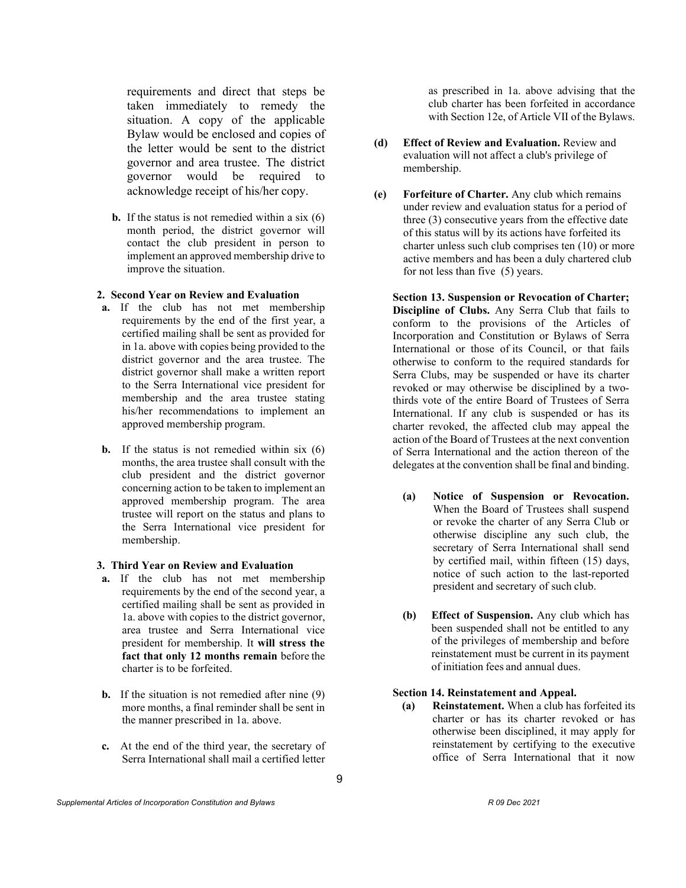requirements and direct that steps be taken immediately to remedy the situation. A copy of the applicable Bylaw would be enclosed and copies of the letter would be sent to the district governor and area trustee. The district governor would be required to acknowledge receipt of his/her copy.

**b.** If the status is not remedied within a six (6) month period, the district governor will contact the club president in person to implement an approved membership drive to improve the situation.

**2. Second Year on Review and Evaluation**

**a.** If the club has not met membership requirements by the end of the first year, a certified mailing shall be sent as provided for in 1a. above with copies being provided to the district governor and the area trustee. The district governor shall make a written report to the Serra International vice president for membership and the area trustee stating his/her recommendations to implement an approved membership program.

**b.** If the status is not remedied within six (6) months, the area trustee shall consult with the club president and the district governor concerning action to be taken to implement an approved membership program. The area trustee will report on the status and plans to the Serra International vice president for membership.

**3. Third Year on Review and Evaluation**

**a.** If the club has not met membership requirements by the end of the second year, a certified mailing shall be sent as provided in 1a. above with copies to the district governor, area trustee and Serra International vice president for membership. It **will stress the fact that only 12 months remain** before the charter is to be forfeited.

**b.** If the situation is not remedied after nine (9) more months, a final reminder shall be sent in the manner prescribed in 1a. above.

**c.** At the end of the third year, the secretary of Serra International shall mail a certified letter as prescribed in 1a. above advising that the club charter has been forfeited in accordance with Section 12e, of Article VII of the Bylaws.

**(d) Effect of Review and Evaluation.** Review and evaluation will not affect a club's privilege of membership.

**(e) Forfeiture of Charter.** Any club which remains under review and evaluation status for a period of three (3) consecutive years from the effective date of this status will by its actions have forfeited its charter unless such club comprises ten (10) or more active members and has been a duly chartered club for not less than five (5) years.

**Section 13. Suspension or Revocation of Charter; Discipline of Clubs.** Any Serra Club that fails to conform to the provisions of the Articles of Incorporation and Constitution or Bylaws of Serra International or those of its Council, or that fails otherwise to conform to the required standards for Serra Clubs, may be suspended or have its charter revoked or may otherwise be disciplined by a two-thirds vote of the entire Board of Trustees of Serra International. If any club is suspended or has its charter revoked, the affected club may appeal the action of the Board of Trustees at the next convention of Serra International and the action thereon of the delegates at the convention shall be final and binding.

**(a) Notice of Suspension or Revocation.** When the Board of Trustees shall suspend or revoke the charter of any Serra Club or otherwise discipline any such club, the secretary of Serra International shall send by certified mail, within fifteen (15) days, notice of such action to the last-reported president and secretary of such club.

**(b) Effect of Suspension.** Any club which has been suspended shall not be entitled to any of the privileges of membership and before reinstatement must be current in its payment of initiation fees and annual dues.

**Section 14. Reinstatement and Appeal.**

**(a) Reinstatement.** When a club has forfeited its charter or has its charter revoked or has otherwise been disciplined, it may apply for reinstatement by certifying to the executive office of Serra International that it now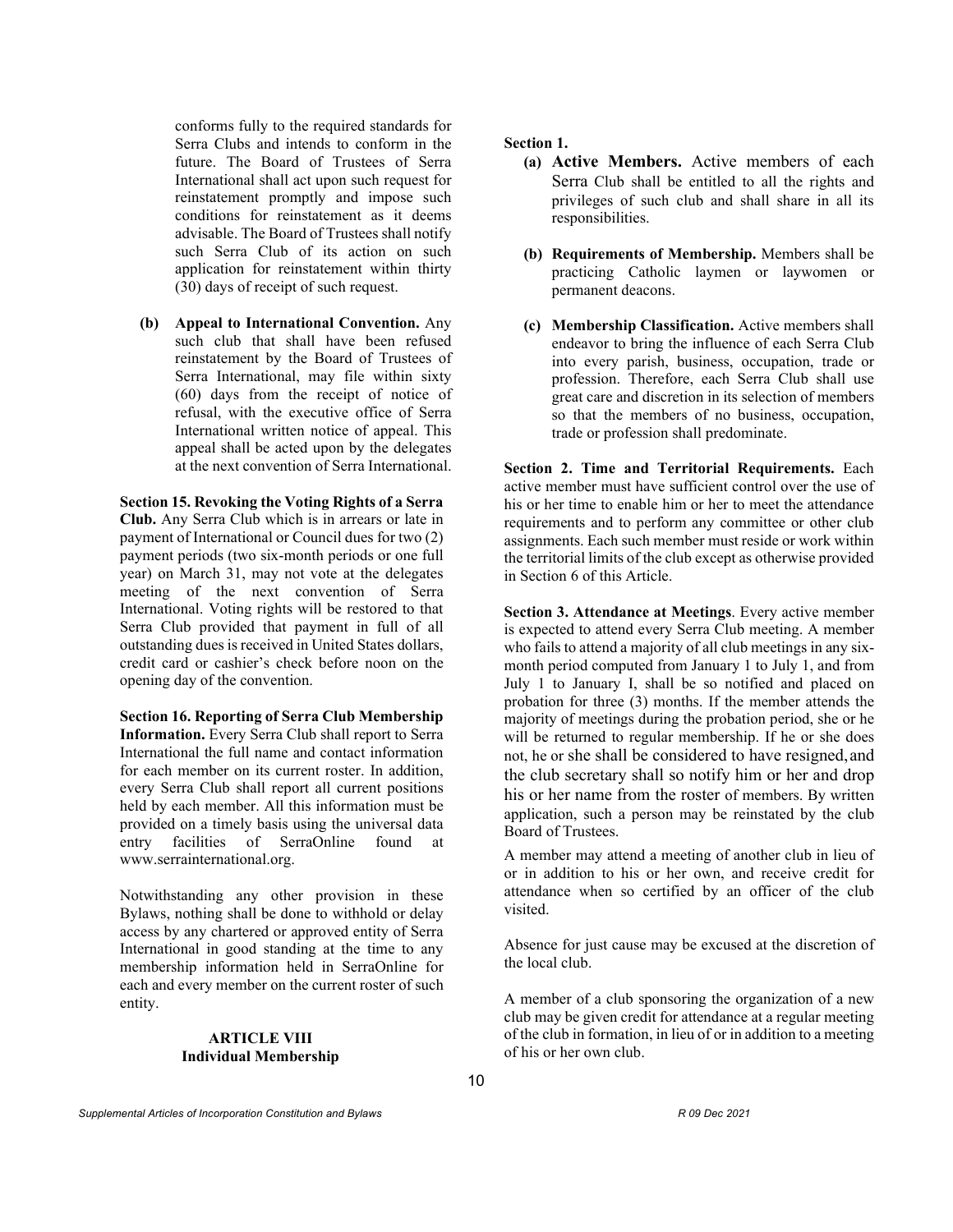conforms fully to the required standards for Serra Clubs and intends to conform in the future. The Board of Trustees of Serra International shall act upon such request for reinstatement promptly and impose such conditions for reinstatement as it deems advisable. The Board of Trustees shall notify such Serra Club of its action on such application for reinstatement within thirty (30) days of receipt of such request.

**(b) Appeal to International Convention.** Any such club that shall have been refused reinstatement by the Board of Trustees of Serra International, may file within sixty (60) days from the receipt of notice of refusal, with the executive office of Serra International written notice of appeal. This appeal shall be acted upon by the delegates at the next convention of Serra International.

**Section 15. Revoking the Voting Rights of a Serra Club.** Any Serra Club which is in arrears or late in payment of International or Council dues for two (2) payment periods (two six-month periods or one full year) on March 31, may not vote at the delegates meeting of the next convention of Serra International. Voting rights will be restored to that Serra Club provided that payment in full of all outstanding dues is received in United States dollars, credit card or cashier's check before noon on the opening day of the convention.

**Section 16. Reporting of Serra Club Membership Information.** Every Serra Club shall report to Serra International the full name and contact information for each member on its current roster. In addition, every Serra Club shall report all current positions held by each member. All this information must be provided on a timely basis using the universal data entry facilities of SerraOnline found at www.serrainternational.org.

Notwithstanding any other provision in these Bylaws, nothing shall be done to withhold or delay access by any chartered or approved entity of Serra International in good standing at the time to any membership information held in SerraOnline for each and every member on the current roster of such entity.

## ARTICLE VIII
## Individual Membership

**Section 1.**

**(a) Active Members.** Active members of each Serra Club shall be entitled to all the rights and privileges of such club and shall share in all its responsibilities.

**(b) Requirements of Membership.** Members shall be practicing Catholic laymen or laywomen or permanent deacons.

**(c) Membership Classification.** Active members shall endeavor to bring the influence of each Serra Club into every parish, business, occupation, trade or profession. Therefore, each Serra Club shall use great care and discretion in its selection of members so that the members of no business, occupation, trade or profession shall predominate.

**Section 2. Time and Territorial Requirements.** Each active member must have sufficient control over the use of his or her time to enable him or her to meet the attendance requirements and to perform any committee or other club assignments. Each such member must reside or work within the territorial limits of the club except as otherwise provided in Section 6 of this Article.

**Section 3. Attendance at Meetings**. Every active member is expected to attend every Serra Club meeting. A member who fails to attend a majority of all club meetings in any six-month period computed from January 1 to July 1, and from July 1 to January I, shall be so notified and placed on probation for three (3) months. If the member attends the majority of meetings during the probation period, she or he will be returned to regular membership. If he or she does not, he or she shall be considered to have resigned, and the club secretary shall so notify him or her and drop his or her name from the roster of members. By written application, such a person may be reinstated by the club Board of Trustees.

A member may attend a meeting of another club in lieu of or in addition to his or her own, and receive credit for attendance when so certified by an officer of the club visited.

Absence for just cause may be excused at the discretion of the local club.

A member of a club sponsoring the organization of a new club may be given credit for attendance at a regular meeting of the club in formation, in lieu of or in addition to a meeting of his or her own club.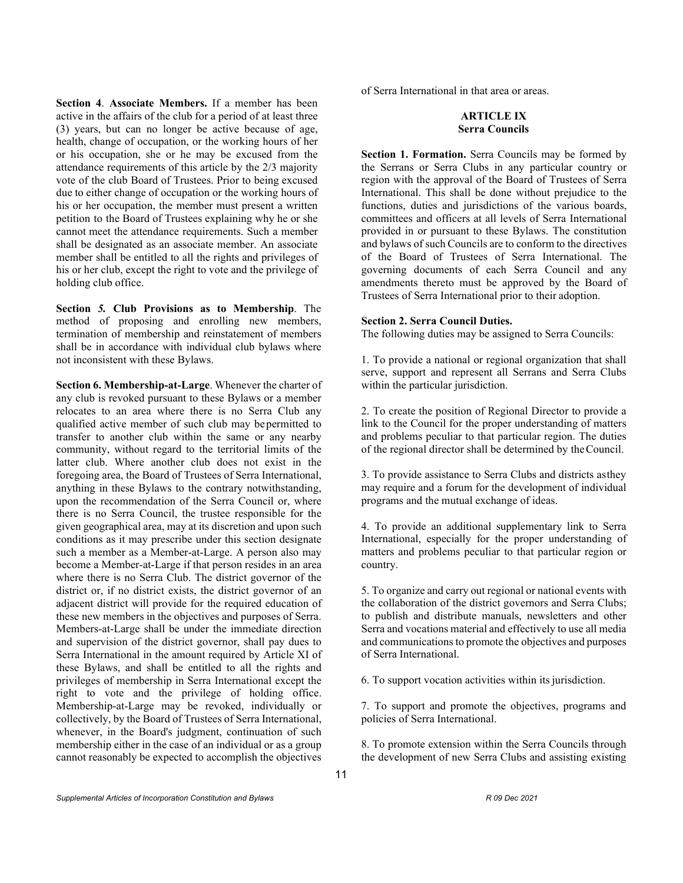**Section 4**. **Associate Members.** If a member has been active in the affairs of the club for a period of at least three (3) years, but can no longer be active because of age, health, change of occupation, or the working hours of her or his occupation, she or he may be excused from the attendance requirements of this article by the 2/3 majority vote of the club Board of Trustees. Prior to being excused due to either change of occupation or the working hours of his or her occupation, the member must present a written petition to the Board of Trustees explaining why he or she cannot meet the attendance requirements. Such a member shall be designated as an associate member. An associate member shall be entitled to all the rights and privileges of his or her club, except the right to vote and the privilege of holding club office.

**Section *5.* Club Provisions as to Membership**. The method of proposing and enrolling new members, termination of membership and reinstatement of members shall be in accordance with individual club bylaws where not inconsistent with these Bylaws.

**Section 6. Membership-at-Large**. Whenever the charter of any club is revoked pursuant to these Bylaws or a member relocates to an area where there is no Serra Club any qualified active member of such club may be permitted to transfer to another club within the same or any nearby community, without regard to the territorial limits of the latter club. Where another club does not exist in the foregoing area, the Board of Trustees of Serra International, anything in these Bylaws to the contrary notwithstanding, upon the recommendation of the Serra Council or, where there is no Serra Council, the trustee responsible for the given geographical area, may at its discretion and upon such conditions as it may prescribe under this section designate such a member as a Member-at-Large. A person also may become a Member-at-Large if that person resides in an area where there is no Serra Club. The district governor of the district or, if no district exists, the district governor of an adjacent district will provide for the required education of these new members in the objectives and purposes of Serra. Members-at-Large shall be under the immediate direction and supervision of the district governor, shall pay dues to Serra International in the amount required by Article XI of these Bylaws, and shall be entitled to all the rights and privileges of membership in Serra International except the right to vote and the privilege of holding office. Membership-at-Large may be revoked, individually or collectively, by the Board of Trustees of Serra International, whenever, in the Board's judgment, continuation of such membership either in the case of an individual or as a group cannot reasonably be expected to accomplish the objectives of Serra International in that area or areas.

## ARTICLE IX
## Serra Councils

**Section 1. Formation.** Serra Councils may be formed by the Serrans or Serra Clubs in any particular country or region with the approval of the Board of Trustees of Serra International. This shall be done without prejudice to the functions, duties and jurisdictions of the various boards, committees and officers at all levels of Serra International provided in or pursuant to these Bylaws. The constitution and bylaws of such Councils are to conform to the directives of the Board of Trustees of Serra International. The governing documents of each Serra Council and any amendments thereto must be approved by the Board of Trustees of Serra International prior to their adoption.

**Section 2. Serra Council Duties.**
The following duties may be assigned to Serra Councils:

1. To provide a national or regional organization that shall serve, support and represent all Serrans and Serra Clubs within the particular jurisdiction.

2. To create the position of Regional Director to provide a link to the Council for the proper understanding of matters and problems peculiar to that particular region. The duties of the regional director shall be determined by the Council.

3. To provide assistance to Serra Clubs and districts as they may require and a forum for the development of individual programs and the mutual exchange of ideas.

4. To provide an additional supplementary link to Serra International, especially for the proper understanding of matters and problems peculiar to that particular region or country.

5. To organize and carry out regional or national events with the collaboration of the district governors and Serra Clubs; to publish and distribute manuals, newsletters and other Serra and vocations material and effectively to use all media and communications to promote the objectives and purposes of Serra International.

6. To support vocation activities within its jurisdiction.

7. To support and promote the objectives, programs and policies of Serra International.

8. To promote extension within the Serra Councils through the development of new Serra Clubs and assisting existing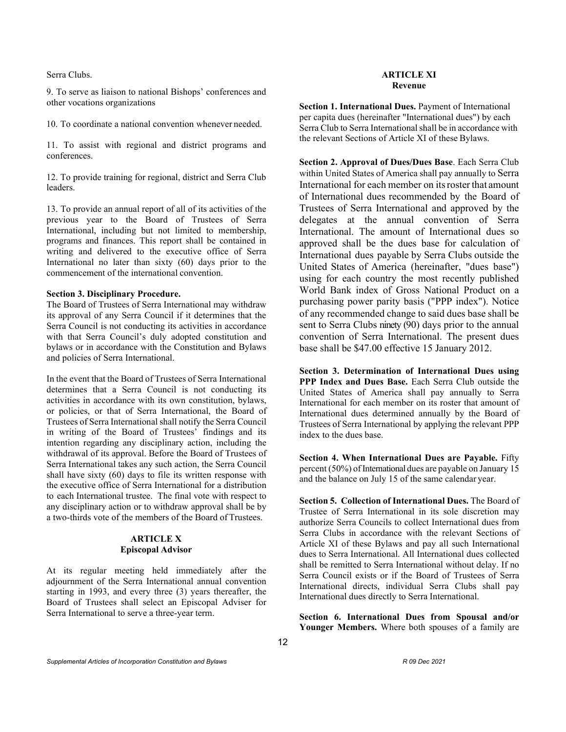Serra Clubs.

9. To serve as liaison to national Bishops' conferences and other vocations organizations

10. To coordinate a national convention whenever needed.

11. To assist with regional and district programs and conferences.

12. To provide training for regional, district and Serra Club leaders.

13. To provide an annual report of all of its activities of the previous year to the Board of Trustees of Serra International, including but not limited to membership, programs and finances. This report shall be contained in writing and delivered to the executive office of Serra International no later than sixty (60) days prior to the commencement of the international convention.

**Section 3. Disciplinary Procedure.**
The Board of Trustees of Serra International may withdraw its approval of any Serra Council if it determines that the Serra Council is not conducting its activities in accordance with that Serra Council's duly adopted constitution and bylaws or in accordance with the Constitution and Bylaws and policies of Serra International.

In the event that the Board of Trustees of Serra International determines that a Serra Council is not conducting its activities in accordance with its own constitution, bylaws, or policies, or that of Serra International, the Board of Trustees of Serra International shall notify the Serra Council in writing of the Board of Trustees' findings and its intention regarding any disciplinary action, including the withdrawal of its approval. Before the Board of Trustees of Serra International takes any such action, the Serra Council shall have sixty (60) days to file its written response with the executive office of Serra International for a distribution to each International trustee. The final vote with respect to any disciplinary action or to withdraw approval shall be by a two-thirds vote of the members of the Board of Trustees.

## ARTICLE X
## Episcopal Advisor

At its regular meeting held immediately after the adjournment of the Serra International annual convention starting in 1993, and every three (3) years thereafter, the Board of Trustees shall select an Episcopal Adviser for Serra International to serve a three-year term.

## ARTICLE XI
## Revenue

**Section 1. International Dues.** Payment of International per capita dues (hereinafter "International dues") by each Serra Club to Serra International shall be in accordance with the relevant Sections of Article XI of these Bylaws.

**Section 2. Approval of Dues/Dues Base**. Each Serra Club within United States of America shall pay annually to Serra International for each member on its roster that amount of International dues recommended by the Board of Trustees of Serra International and approved by the delegates at the annual convention of Serra International. The amount of International dues so approved shall be the dues base for calculation of International dues payable by Serra Clubs outside the United States of America (hereinafter, "dues base") using for each country the most recently published World Bank index of Gross National Product on a purchasing power parity basis ("PPP index"). Notice of any recommended change to said dues base shall be sent to Serra Clubs ninety (90) days prior to the annual convention of Serra International. The present dues base shall be $47.00 effective 15 January 2012.

**Section 3. Determination of International Dues using PPP Index and Dues Base.** Each Serra Club outside the United States of America shall pay annually to Serra International for each member on its roster that amount of International dues determined annually by the Board of Trustees of Serra International by applying the relevant PPP index to the dues base.

**Section 4. When International Dues are Payable.** Fifty percent (50%) of International dues are payable on January 15 and the balance on July 15 of the same calendar year.

**Section 5. Collection of International Dues.** The Board of Trustee of Serra International in its sole discretion may authorize Serra Councils to collect International dues from Serra Clubs in accordance with the relevant Sections of Article XI of these Bylaws and pay all such International dues to Serra International. All International dues collected shall be remitted to Serra International without delay. If no Serra Council exists or if the Board of Trustees of Serra International directs, individual Serra Clubs shall pay International dues directly to Serra International.

**Section 6. International Dues from Spousal and/or Younger Members.** Where both spouses of a family are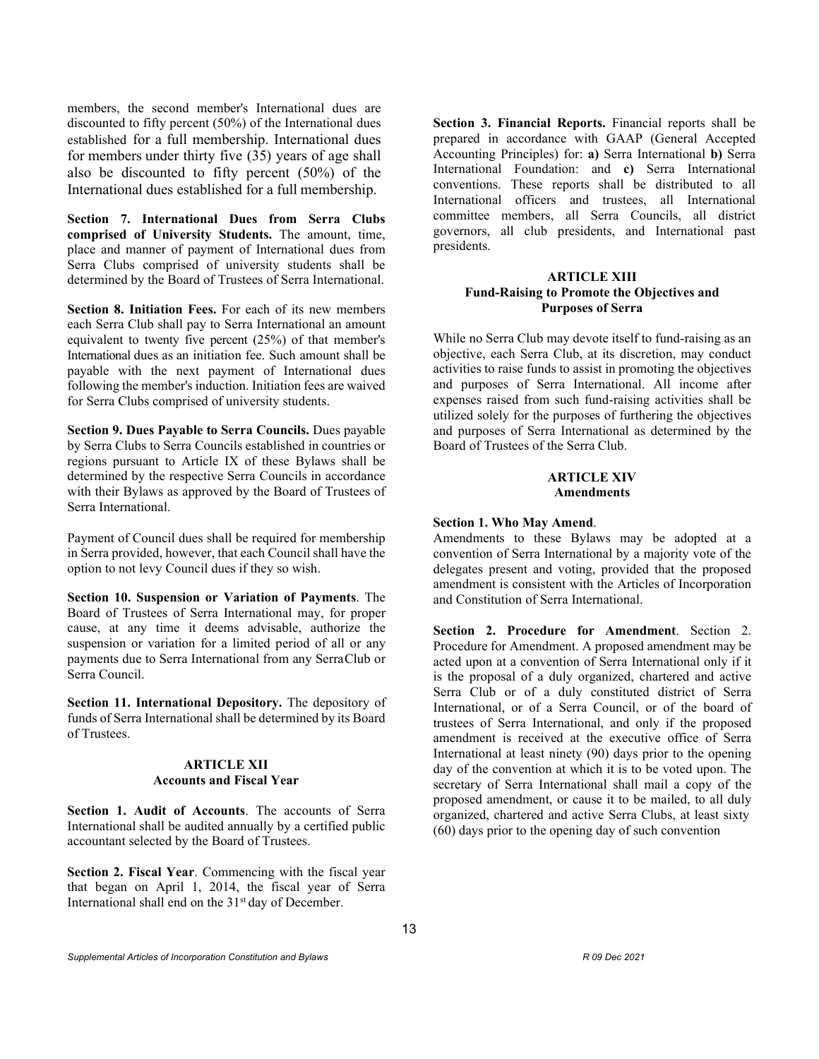members, the second member's International dues are discounted to fifty percent (50%) of the International dues established for a full membership. International dues for members under thirty five (35) years of age shall also be discounted to fifty percent (50%) of the International dues established for a full membership.

**Section 7. International Dues from Serra Clubs comprised of University Students.** The amount, time, place and manner of payment of International dues from Serra Clubs comprised of university students shall be determined by the Board of Trustees of Serra International.

**Section 8. Initiation Fees.** For each of its new members each Serra Club shall pay to Serra International an amount equivalent to twenty five percent (25%) of that member's International dues as an initiation fee. Such amount shall be payable with the next payment of International dues following the member's induction. Initiation fees are waived for Serra Clubs comprised of university students.

**Section 9. Dues Payable to Serra Councils.** Dues payable by Serra Clubs to Serra Councils established in countries or regions pursuant to Article IX of these Bylaws shall be determined by the respective Serra Councils in accordance with their Bylaws as approved by the Board of Trustees of Serra International.

Payment of Council dues shall be required for membership in Serra provided, however, that each Council shall have the option to not levy Council dues if they so wish.

**Section 10. Suspension or Variation of Payments**. The Board of Trustees of Serra International may, for proper cause, at any time it deems advisable, authorize the suspension or variation for a limited period of all or any payments due to Serra International from any SerraClub or Serra Council.

**Section 11. International Depository.** The depository of funds of Serra International shall be determined by its Board of Trustees.

## ARTICLE XII
## Accounts and Fiscal Year

**Section 1. Audit of Accounts**. The accounts of Serra International shall be audited annually by a certified public accountant selected by the Board of Trustees.

**Section 2. Fiscal Year**. Commencing with the fiscal year that began on April 1, 2014, the fiscal year of Serra International shall end on the 31st day of December.

**Section 3. Financial Reports.** Financial reports shall be prepared in accordance with GAAP (General Accepted Accounting Principles) for: **a)** Serra International **b)** Serra International Foundation: and **c)** Serra International conventions. These reports shall be distributed to all International officers and trustees, all International committee members, all Serra Councils, all district governors, all club presidents, and International past presidents.

## ARTICLE XIII
## Fund-Raising to Promote the Objectives and Purposes of Serra

While no Serra Club may devote itself to fund-raising as an objective, each Serra Club, at its discretion, may conduct activities to raise funds to assist in promoting the objectives and purposes of Serra International. All income after expenses raised from such fund-raising activities shall be utilized solely for the purposes of furthering the objectives and purposes of Serra International as determined by the Board of Trustees of the Serra Club.

## ARTICLE XIV
## Amendments

**Section 1. Who May Amend**.
Amendments to these Bylaws may be adopted at a convention of Serra International by a majority vote of the delegates present and voting, provided that the proposed amendment is consistent with the Articles of Incorporation and Constitution of Serra International.

**Section 2. Procedure for Amendment**. Section 2. Procedure for Amendment. A proposed amendment may be acted upon at a convention of Serra International only if it is the proposal of a duly organized, chartered and active Serra Club or of a duly constituted district of Serra International, or of a Serra Council, or of the board of trustees of Serra International, and only if the proposed amendment is received at the executive office of Serra International at least ninety (90) days prior to the opening day of the convention at which it is to be voted upon. The secretary of Serra International shall mail a copy of the proposed amendment, or cause it to be mailed, to all duly organized, chartered and active Serra Clubs, at least sixty (60) days prior to the opening day of such convention